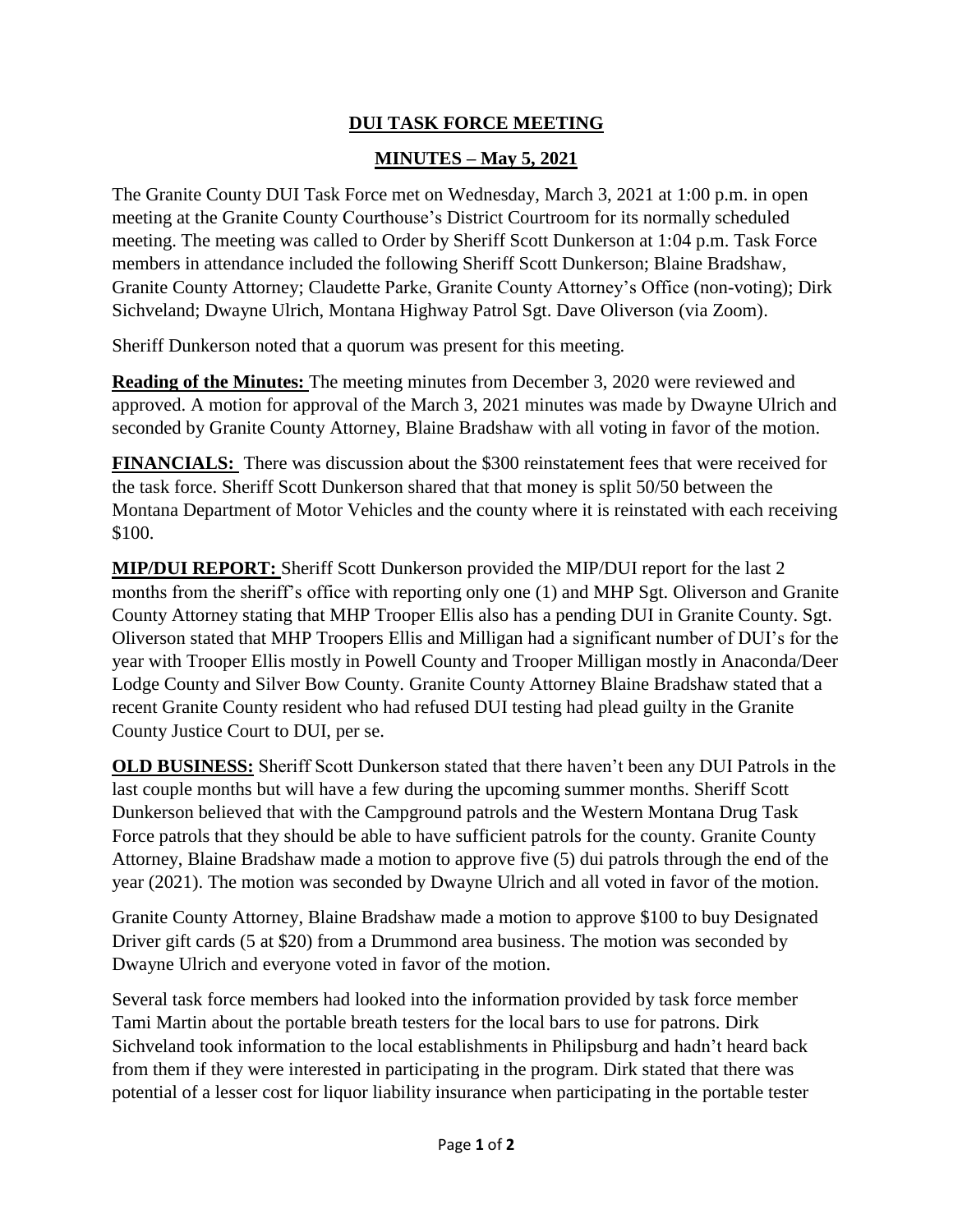# DUI TASK FORCE MEETING

## MINUTES – May 5, 2021

The Granite County DUI Task Force met on Wednesday, March 3, 2021 at 1:00 p.m. in open meeting at the Granite County Courthouse's District Courtroom for its normally scheduled meeting. The meeting was called to Order by Sheriff Scott Dunkerson at 1:04 p.m. Task Force members in attendance included the following Sheriff Scott Dunkerson; Blaine Bradshaw, Granite County Attorney; Claudette Parke, Granite County Attorney's Office (non-voting); Dirk Sichveland; Dwayne Ulrich, Montana Highway Patrol Sgt. Dave Oliverson (via Zoom).

Sheriff Dunkerson noted that a quorum was present for this meeting.

**Reading of the Minutes:** The meeting minutes from December 3, 2020 were reviewed and approved. A motion for approval of the March 3, 2021 minutes was made by Dwayne Ulrich and seconded by Granite County Attorney, Blaine Bradshaw with all voting in favor of the motion.

**FINANCIALS:** There was discussion about the $300 reinstatement fees that were received for the task force. Sheriff Scott Dunkerson shared that that money is split 50/50 between the Montana Department of Motor Vehicles and the county where it is reinstated with each receiving $100.

**MIP/DUI REPORT:** Sheriff Scott Dunkerson provided the MIP/DUI report for the last 2 months from the sheriff's office with reporting only one (1) and MHP Sgt. Oliverson and Granite County Attorney stating that MHP Trooper Ellis also has a pending DUI in Granite County. Sgt. Oliverson stated that MHP Troopers Ellis and Milligan had a significant number of DUI's for the year with Trooper Ellis mostly in Powell County and Trooper Milligan mostly in Anaconda/Deer Lodge County and Silver Bow County. Granite County Attorney Blaine Bradshaw stated that a recent Granite County resident who had refused DUI testing had plead guilty in the Granite County Justice Court to DUI, per se.

**OLD BUSINESS:** Sheriff Scott Dunkerson stated that there haven't been any DUI Patrols in the last couple months but will have a few during the upcoming summer months. Sheriff Scott Dunkerson believed that with the Campground patrols and the Western Montana Drug Task Force patrols that they should be able to have sufficient patrols for the county. Granite County Attorney, Blaine Bradshaw made a motion to approve five (5) dui patrols through the end of the year (2021). The motion was seconded by Dwayne Ulrich and all voted in favor of the motion.

Granite County Attorney, Blaine Bradshaw made a motion to approve $100 to buy Designated Driver gift cards (5 at $20) from a Drummond area business. The motion was seconded by Dwayne Ulrich and everyone voted in favor of the motion.

Several task force members had looked into the information provided by task force member Tami Martin about the portable breath testers for the local bars to use for patrons. Dirk Sichveland took information to the local establishments in Philipsburg and hadn't heard back from them if they were interested in participating in the program. Dirk stated that there was potential of a lesser cost for liquor liability insurance when participating in the portable tester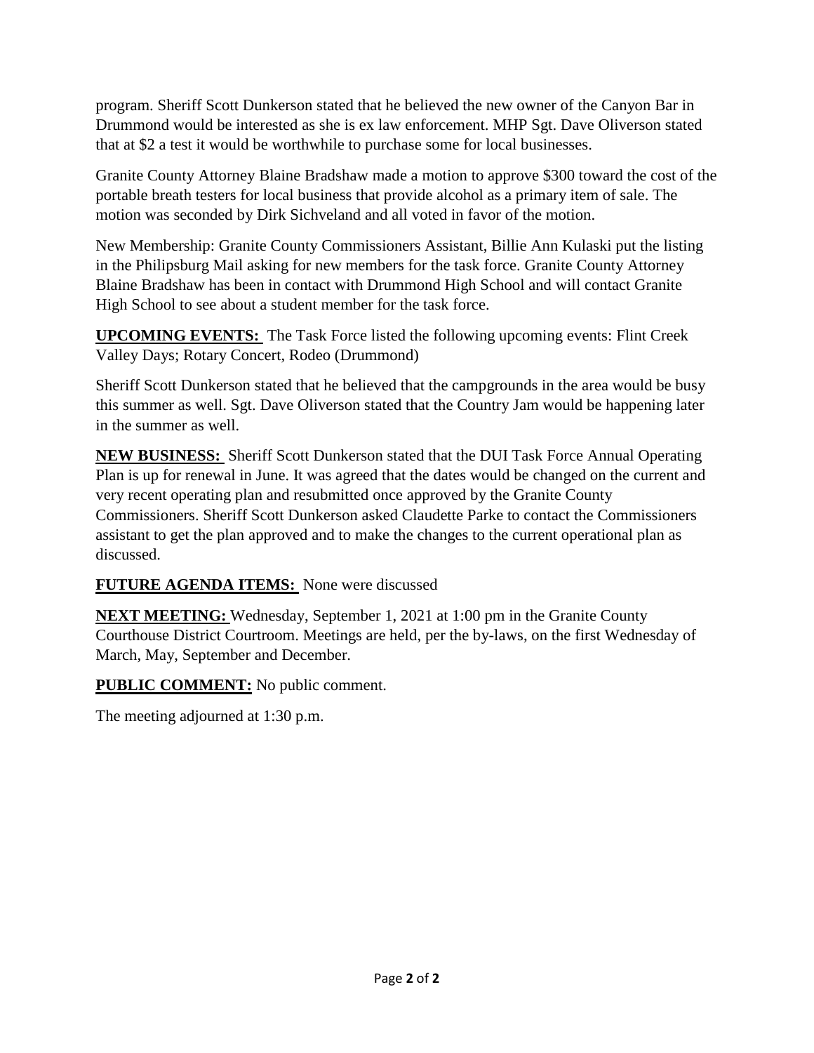program. Sheriff Scott Dunkerson stated that he believed the new owner of the Canyon Bar in Drummond would be interested as she is ex law enforcement. MHP Sgt. Dave Oliverson stated that at $2 a test it would be worthwhile to purchase some for local businesses.

Granite County Attorney Blaine Bradshaw made a motion to approve $300 toward the cost of the portable breath testers for local business that provide alcohol as a primary item of sale. The motion was seconded by Dirk Sichveland and all voted in favor of the motion.

New Membership: Granite County Commissioners Assistant, Billie Ann Kulaski put the listing in the Philipsburg Mail asking for new members for the task force. Granite County Attorney Blaine Bradshaw has been in contact with Drummond High School and will contact Granite High School to see about a student member for the task force.

**UPCOMING EVENTS:** The Task Force listed the following upcoming events: Flint Creek Valley Days; Rotary Concert, Rodeo (Drummond)

Sheriff Scott Dunkerson stated that he believed that the campgrounds in the area would be busy this summer as well. Sgt. Dave Oliverson stated that the Country Jam would be happening later in the summer as well.

**NEW BUSINESS:** Sheriff Scott Dunkerson stated that the DUI Task Force Annual Operating Plan is up for renewal in June. It was agreed that the dates would be changed on the current and very recent operating plan and resubmitted once approved by the Granite County Commissioners. Sheriff Scott Dunkerson asked Claudette Parke to contact the Commissioners assistant to get the plan approved and to make the changes to the current operational plan as discussed.

**FUTURE AGENDA ITEMS:** None were discussed

**NEXT MEETING:** Wednesday, September 1, 2021 at 1:00 pm in the Granite County Courthouse District Courtroom. Meetings are held, per the by-laws, on the first Wednesday of March, May, September and December.

**PUBLIC COMMENT:** No public comment.

The meeting adjourned at 1:30 p.m.